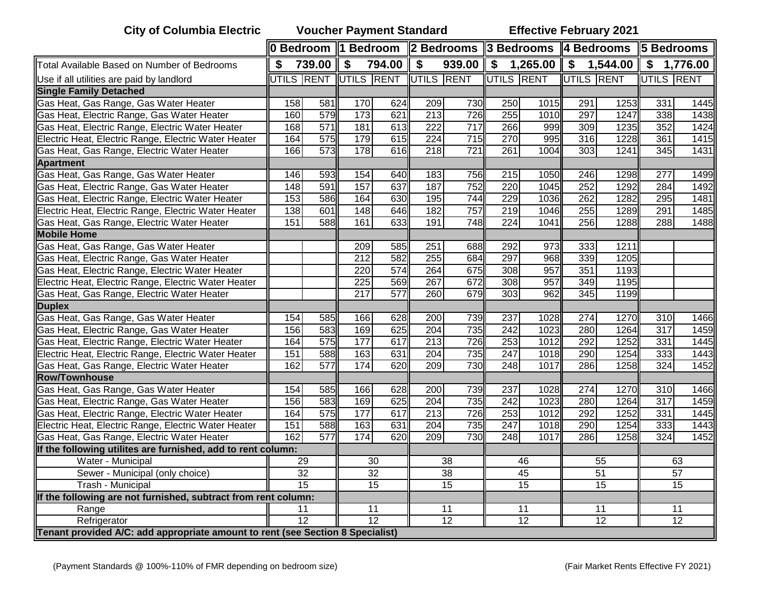**City of Columbia Electric** **Voucher Payment Standard** **Effective February 2021**

| | 0 Bedroom | | 1 Bedroom | | 2 Bedrooms | | 3 Bedrooms | | 4 Bedrooms | | 5 Bedrooms | |
|---|---|---|---|---|---|---|---|---|---|---|---|---|
| Total Available Based on Number of Bedrooms | $ 739.00 | | $ 794.00 | | $ 939.00 | | $ 1,265.00 | | $ 1,544.00 | | $ 1,776.00 | |
| Use if all utilities are paid by landlord | UTILS | RENT | UTILS | RENT | UTILS | RENT | UTILS | RENT | UTILS | RENT | UTILS | RENT |
| **Single Family Detached** | | | | | | | | | | | | |
| Gas Heat, Gas Range, Gas Water Heater | 158 | 581 | 170 | 624 | 209 | 730 | 250 | 1015 | 291 | 1253 | 331 | 1445 |
| Gas Heat, Electric Range, Gas Water Heater | 160 | 579 | 173 | 621 | 213 | 726 | 255 | 1010 | 297 | 1247 | 338 | 1438 |
| Gas Heat, Electric Range, Electric Water Heater | 168 | 571 | 181 | 613 | 222 | 717 | 266 | 999 | 309 | 1235 | 352 | 1424 |
| Electric Heat, Electric Range, Electric Water Heater | 164 | 575 | 179 | 615 | 224 | 715 | 270 | 995 | 316 | 1228 | 361 | 1415 |
| Gas Heat, Gas Range, Electric Water Heater | 166 | 573 | 178 | 616 | 218 | 721 | 261 | 1004 | 303 | 1241 | 345 | 1431 |
| **Apartment** | | | | | | | | | | | | |
| Gas Heat, Gas Range, Gas Water Heater | 146 | 593 | 154 | 640 | 183 | 756 | 215 | 1050 | 246 | 1298 | 277 | 1499 |
| Gas Heat, Electric Range, Gas Water Heater | 148 | 591 | 157 | 637 | 187 | 752 | 220 | 1045 | 252 | 1292 | 284 | 1492 |
| Gas Heat, Electric Range, Electric Water Heater | 153 | 586 | 164 | 630 | 195 | 744 | 229 | 1036 | 262 | 1282 | 295 | 1481 |
| Electric Heat, Electric Range, Electric Water Heater | 138 | 601 | 148 | 646 | 182 | 757 | 219 | 1046 | 255 | 1289 | 291 | 1485 |
| Gas Heat, Gas Range, Electric Water Heater | 151 | 588 | 161 | 633 | 191 | 748 | 224 | 1041 | 256 | 1288 | 288 | 1488 |
| **Mobile Home** | | | | | | | | | | | | |
| Gas Heat, Gas Range, Gas Water Heater | | | 209 | 585 | 251 | 688 | 292 | 973 | 333 | 1211 | | |
| Gas Heat, Electric Range, Gas Water Heater | | | 212 | 582 | 255 | 684 | 297 | 968 | 339 | 1205 | | |
| Gas Heat, Electric Range, Electric Water Heater | | | 220 | 574 | 264 | 675 | 308 | 957 | 351 | 1193 | | |
| Electric Heat, Electric Range, Electric Water Heater | | | 225 | 569 | 267 | 672 | 308 | 957 | 349 | 1195 | | |
| Gas Heat, Gas Range, Electric Water Heater | | | 217 | 577 | 260 | 679 | 303 | 962 | 345 | 1199 | | |
| **Duplex** | | | | | | | | | | | | |
| Gas Heat, Gas Range, Gas Water Heater | 154 | 585 | 166 | 628 | 200 | 739 | 237 | 1028 | 274 | 1270 | 310 | 1466 |
| Gas Heat, Electric Range, Gas Water Heater | 156 | 583 | 169 | 625 | 204 | 735 | 242 | 1023 | 280 | 1264 | 317 | 1459 |
| Gas Heat, Electric Range, Electric Water Heater | 164 | 575 | 177 | 617 | 213 | 726 | 253 | 1012 | 292 | 1252 | 331 | 1445 |
| Electric Heat, Electric Range, Electric Water Heater | 151 | 588 | 163 | 631 | 204 | 735 | 247 | 1018 | 290 | 1254 | 333 | 1443 |
| Gas Heat, Gas Range, Electric Water Heater | 162 | 577 | 174 | 620 | 209 | 730 | 248 | 1017 | 286 | 1258 | 324 | 1452 |
| **Row/Townhouse** | | | | | | | | | | | | |
| Gas Heat, Gas Range, Gas Water Heater | 154 | 585 | 166 | 628 | 200 | 739 | 237 | 1028 | 274 | 1270 | 310 | 1466 |
| Gas Heat, Electric Range, Gas Water Heater | 156 | 583 | 169 | 625 | 204 | 735 | 242 | 1023 | 280 | 1264 | 317 | 1459 |
| Gas Heat, Electric Range, Electric Water Heater | 164 | 575 | 177 | 617 | 213 | 726 | 253 | 1012 | 292 | 1252 | 331 | 1445 |
| Electric Heat, Electric Range, Electric Water Heater | 151 | 588 | 163 | 631 | 204 | 735 | 247 | 1018 | 290 | 1254 | 333 | 1443 |
| Gas Heat, Gas Range, Electric Water Heater | 162 | 577 | 174 | 620 | 209 | 730 | 248 | 1017 | 286 | 1258 | 324 | 1452 |
| **If the following utilites are furnished, add to rent column:** | | | | | | | | | | | | |
| Water - Municipal | 29 | | 30 | | 38 | | 46 | | 55 | | 63 | |
| Sewer - Municipal (only choice) | 32 | | 32 | | 38 | | 45 | | 51 | | 57 | |
| Trash - Municipal | 15 | | 15 | | 15 | | 15 | | 15 | | 15 | |
| **If the following are not furnished, subtract from rent column:** | | | | | | | | | | | | |
| Range | 11 | | 11 | | 11 | | 11 | | 11 | | 11 | |
| Refrigerator | 12 | | 12 | | 12 | | 12 | | 12 | | 12 | |
| **Tenant provided A/C: add appropriate amount to rent (see Section 8 Specialist)** | | | | | | | | | | | | |

(Payment Standards @ 100%-110% of FMR depending on bedroom size) (Fair Market Rents Effective FY 2021)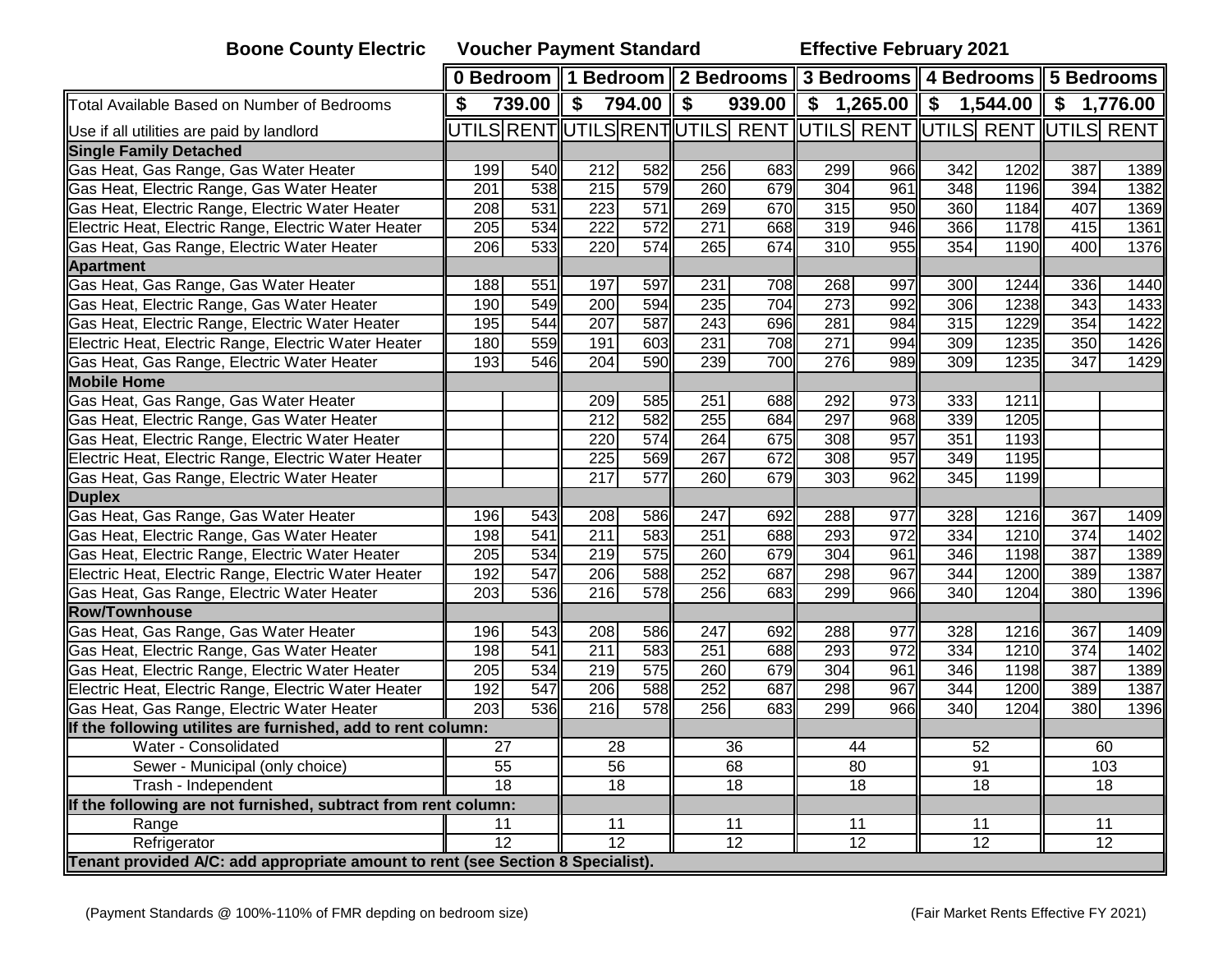**Boone County Electric Voucher Payment Standard Effective February 2021**

| | 0 Bedroom | | 1 Bedroom | | 2 Bedrooms | | 3 Bedrooms | | 4 Bedrooms | | 5 Bedrooms | |
|---|---|---|---|---|---|---|---|---|---|---|---|---|
| Total Available Based on Number of Bedrooms | $ 739.00 | | $ 794.00 | | $ 939.00 | | $ 1,265.00 | | $ 1,544.00 | | $ 1,776.00 | |
| Use if all utilities are paid by landlord | UTILS | RENT | UTILS | RENT | UTILS | RENT | UTILS | RENT | UTILS | RENT | UTILS | RENT |
| **Single Family Detached** | | | | | | | | | | | | |
| Gas Heat, Gas Range, Gas Water Heater | 199 | 540 | 212 | 582 | 256 | 683 | 299 | 966 | 342 | 1202 | 387 | 1389 |
| Gas Heat, Electric Range, Gas Water Heater | 201 | 538 | 215 | 579 | 260 | 679 | 304 | 961 | 348 | 1196 | 394 | 1382 |
| Gas Heat, Electric Range, Electric Water Heater | 208 | 531 | 223 | 571 | 269 | 670 | 315 | 950 | 360 | 1184 | 407 | 1369 |
| Electric Heat, Electric Range, Electric Water Heater | 205 | 534 | 222 | 572 | 271 | 668 | 319 | 946 | 366 | 1178 | 415 | 1361 |
| Gas Heat, Gas Range, Electric Water Heater | 206 | 533 | 220 | 574 | 265 | 674 | 310 | 955 | 354 | 1190 | 400 | 1376 |
| **Apartment** | | | | | | | | | | | | |
| Gas Heat, Gas Range, Gas Water Heater | 188 | 551 | 197 | 597 | 231 | 708 | 268 | 997 | 300 | 1244 | 336 | 1440 |
| Gas Heat, Electric Range, Gas Water Heater | 190 | 549 | 200 | 594 | 235 | 704 | 273 | 992 | 306 | 1238 | 343 | 1433 |
| Gas Heat, Electric Range, Electric Water Heater | 195 | 544 | 207 | 587 | 243 | 696 | 281 | 984 | 315 | 1229 | 354 | 1422 |
| Electric Heat, Electric Range, Electric Water Heater | 180 | 559 | 191 | 603 | 231 | 708 | 271 | 994 | 309 | 1235 | 350 | 1426 |
| Gas Heat, Gas Range, Electric Water Heater | 193 | 546 | 204 | 590 | 239 | 700 | 276 | 989 | 309 | 1235 | 347 | 1429 |
| **Mobile Home** | | | | | | | | | | | | |
| Gas Heat, Gas Range, Gas Water Heater | | | 209 | 585 | 251 | 688 | 292 | 973 | 333 | 1211 | | |
| Gas Heat, Electric Range, Gas Water Heater | | | 212 | 582 | 255 | 684 | 297 | 968 | 339 | 1205 | | |
| Gas Heat, Electric Range, Electric Water Heater | | | 220 | 574 | 264 | 675 | 308 | 957 | 351 | 1193 | | |
| Electric Heat, Electric Range, Electric Water Heater | | | 225 | 569 | 267 | 672 | 308 | 957 | 349 | 1195 | | |
| Gas Heat, Gas Range, Electric Water Heater | | | 217 | 577 | 260 | 679 | 303 | 962 | 345 | 1199 | | |
| **Duplex** | | | | | | | | | | | | |
| Gas Heat, Gas Range, Gas Water Heater | 196 | 543 | 208 | 586 | 247 | 692 | 288 | 977 | 328 | 1216 | 367 | 1409 |
| Gas Heat, Electric Range, Gas Water Heater | 198 | 541 | 211 | 583 | 251 | 688 | 293 | 972 | 334 | 1210 | 374 | 1402 |
| Gas Heat, Electric Range, Electric Water Heater | 205 | 534 | 219 | 575 | 260 | 679 | 304 | 961 | 346 | 1198 | 387 | 1389 |
| Electric Heat, Electric Range, Electric Water Heater | 192 | 547 | 206 | 588 | 252 | 687 | 298 | 967 | 344 | 1200 | 389 | 1387 |
| Gas Heat, Gas Range, Electric Water Heater | 203 | 536 | 216 | 578 | 256 | 683 | 299 | 966 | 340 | 1204 | 380 | 1396 |
| **Row/Townhouse** | | | | | | | | | | | | |
| Gas Heat, Gas Range, Gas Water Heater | 196 | 543 | 208 | 586 | 247 | 692 | 288 | 977 | 328 | 1216 | 367 | 1409 |
| Gas Heat, Electric Range, Gas Water Heater | 198 | 541 | 211 | 583 | 251 | 688 | 293 | 972 | 334 | 1210 | 374 | 1402 |
| Gas Heat, Electric Range, Electric Water Heater | 205 | 534 | 219 | 575 | 260 | 679 | 304 | 961 | 346 | 1198 | 387 | 1389 |
| Electric Heat, Electric Range, Electric Water Heater | 192 | 547 | 206 | 588 | 252 | 687 | 298 | 967 | 344 | 1200 | 389 | 1387 |
| Gas Heat, Gas Range, Electric Water Heater | 203 | 536 | 216 | 578 | 256 | 683 | 299 | 966 | 340 | 1204 | 380 | 1396 |
| **If the following utilites are furnished, add to rent column:** | | | | | | | | | | | | |
| Water - Consolidated | 27 | | 28 | | 36 | | 44 | | 52 | | 60 | |
| Sewer - Municipal (only choice) | 55 | | 56 | | 68 | | 80 | | 91 | | 103 | |
| Trash - Independent | 18 | | 18 | | 18 | | 18 | | 18 | | 18 | |
| **If the following are not furnished, subtract from rent column:** | | | | | | | | | | | | |
| Range | 11 | | 11 | | 11 | | 11 | | 11 | | 11 | |
| Refrigerator | 12 | | 12 | | 12 | | 12 | | 12 | | 12 | |
| **Tenant provided A/C: add appropriate amount to rent (see Section 8 Specialist).** | | | | | | | | | | | | |

(Payment Standards @ 100%-110% of FMR depding on bedroom size)

(Fair Market Rents Effective FY 2021)